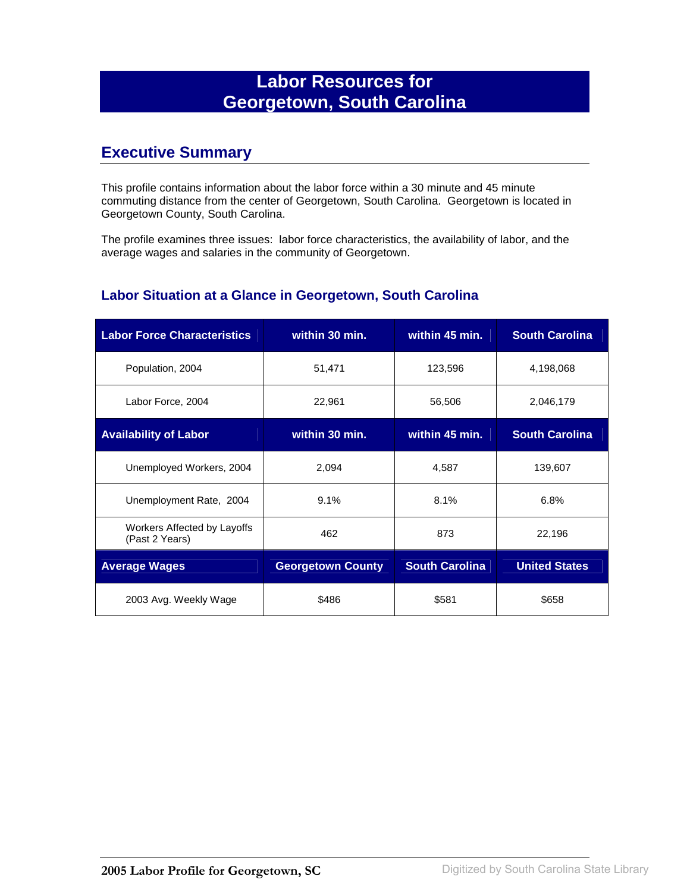# Labor Resources for Georgetown, South Carolina

## Executive Summary

This profile contains information about the labor force within a 30 minute and 45 minute commuting distance from the center of Georgetown, South Carolina. Georgetown is located in Georgetown County, South Carolina.

The profile examines three issues: labor force characteristics, the availability of labor, and the average wages and salaries in the community of Georgetown.

### Labor Situation at a Glance in Georgetown, South Carolina

| Labor Force Characteristics | within 30 min. | within 45 min. | South Carolina |
|---|---|---|---|
| Population, 2004 | 51,471 | 123,596 | 4,198,068 |
| Labor Force, 2004 | 22,961 | 56,506 | 2,046,179 |
| **Availability of Labor** | **within 30 min.** | **within 45 min.** | **South Carolina** |
| Unemployed Workers, 2004 | 2,094 | 4,587 | 139,607 |
| Unemployment Rate, 2004 | 9.1% | 8.1% | 6.8% |
| Workers Affected by Layoffs (Past 2 Years) | 462 | 873 | 22,196 |
| **Average Wages** | **Georgetown County** | **South Carolina** | **United States** |
| 2003 Avg. Weekly Wage | $486 | $581 | $658 |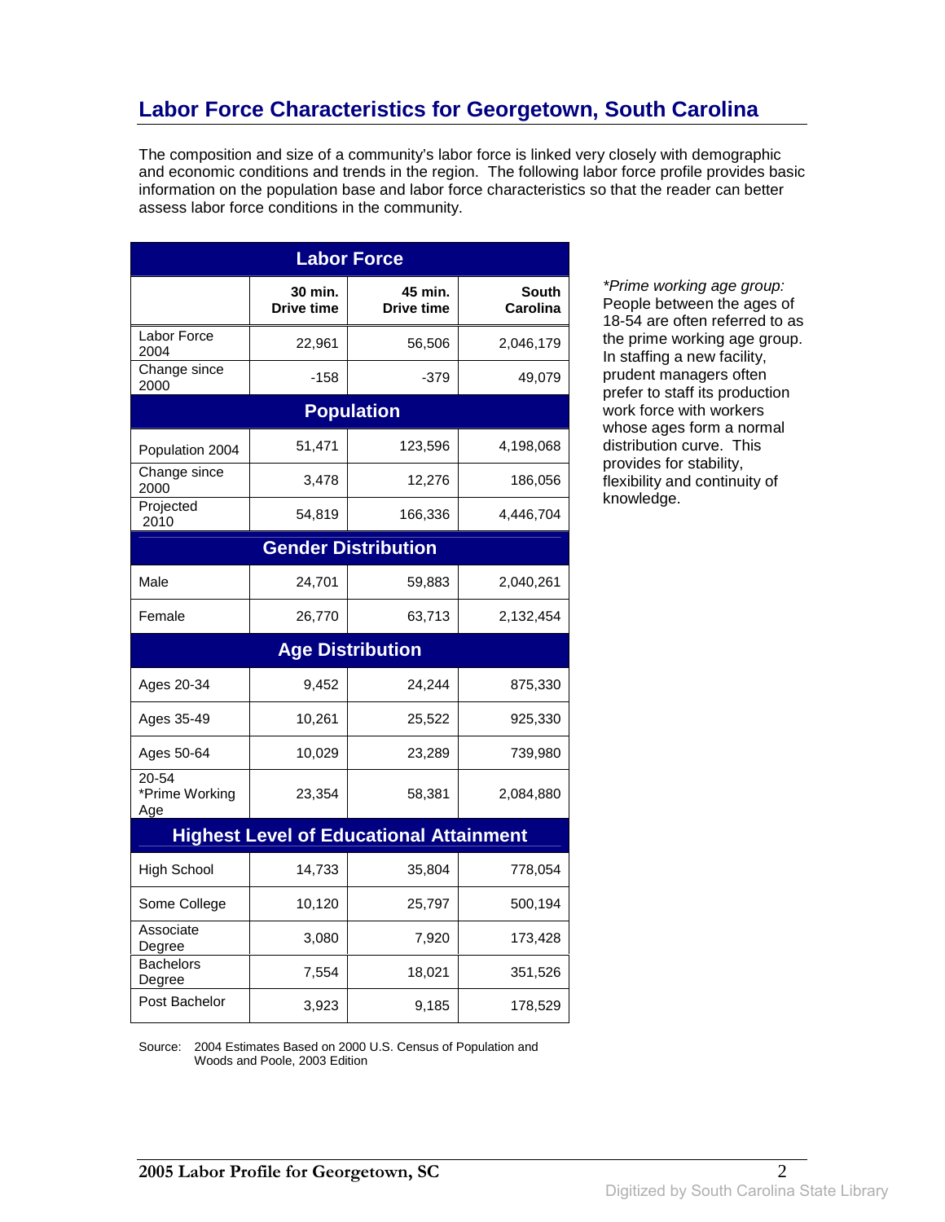# Labor Force Characteristics for Georgetown, South Carolina

The composition and size of a community's labor force is linked very closely with demographic and economic conditions and trends in the region. The following labor force profile provides basic information on the population base and labor force characteristics so that the reader can better assess labor force conditions in the community.

| Labor Force | | | |
|---|---|---|---|
| | 30 min. Drive time | 45 min. Drive time | South Carolina |
| Labor Force 2004 | 22,961 | 56,506 | 2,046,179 |
| Change since 2000 | -158 | -379 | 49,079 |
| **Population** | | | |
| Population 2004 | 51,471 | 123,596 | 4,198,068 |
| Change since 2000 | 3,478 | 12,276 | 186,056 |
| Projected 2010 | 54,819 | 166,336 | 4,446,704 |
| **Gender Distribution** | | | |
| Male | 24,701 | 59,883 | 2,040,261 |
| Female | 26,770 | 63,713 | 2,132,454 |
| **Age Distribution** | | | |
| Ages 20-34 | 9,452 | 24,244 | 875,330 |
| Ages 35-49 | 10,261 | 25,522 | 925,330 |
| Ages 50-64 | 10,029 | 23,289 | 739,980 |
| 20-54 *Prime Working Age | 23,354 | 58,381 | 2,084,880 |
| **Highest Level of Educational Attainment** | | | |
| High School | 14,733 | 35,804 | 778,054 |
| Some College | 10,120 | 25,797 | 500,194 |
| Associate Degree | 3,080 | 7,920 | 173,428 |
| Bachelors Degree | 7,554 | 18,021 | 351,526 |
| Post Bachelor | 3,923 | 9,185 | 178,529 |

Source: 2004 Estimates Based on 2000 U.S. Census of Population and Woods and Poole, 2003 Edition

*Prime working age group:* People between the ages of 18-54 are often referred to as the prime working age group. In staffing a new facility, prudent managers often prefer to staff its production work force with workers whose ages form a normal distribution curve. This provides for stability, flexibility and continuity of knowledge.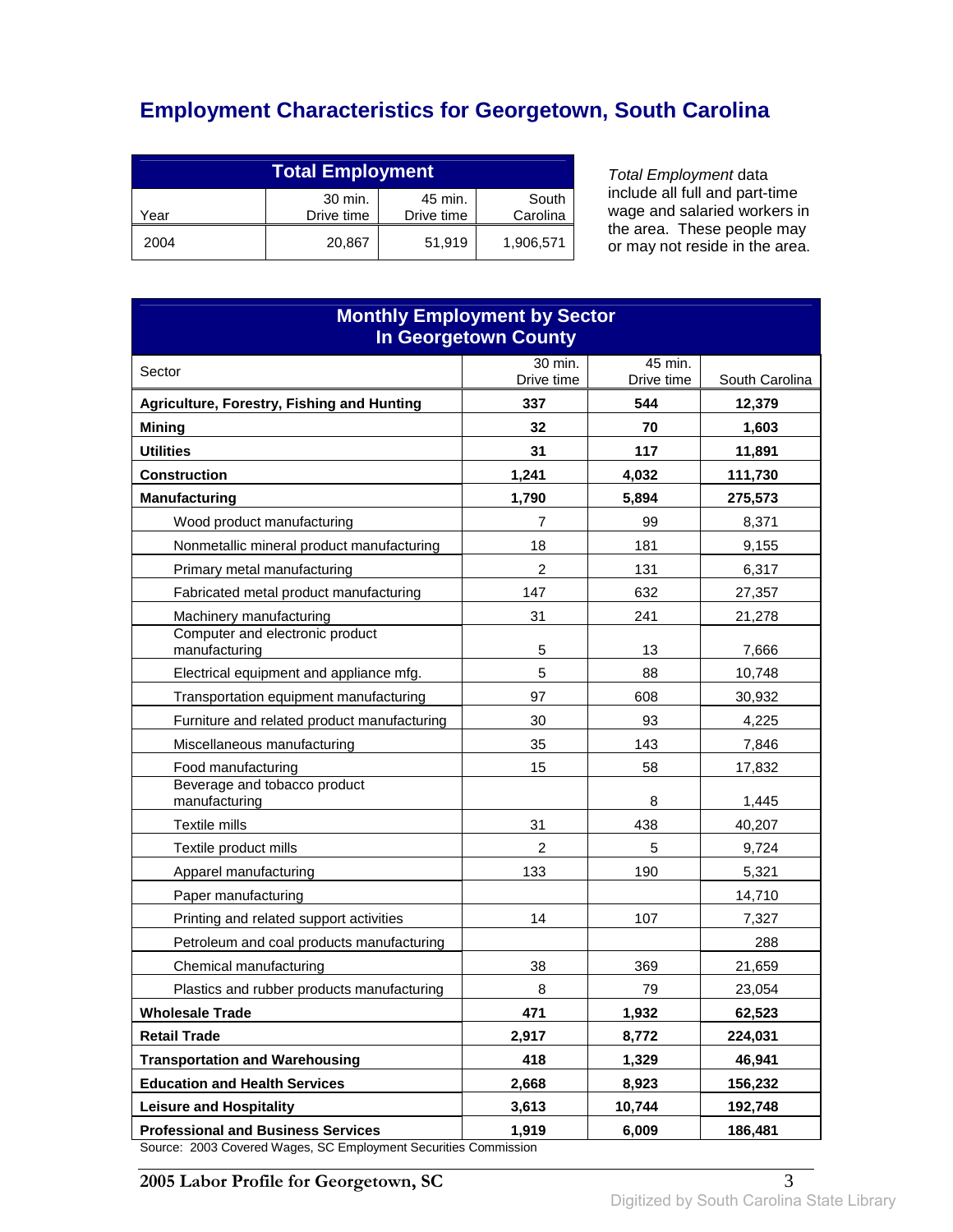# Employment Characteristics for Georgetown, South Carolina

| Total Employment | | | |
|---|---|---|---|
| Year | 30 min. Drive time | 45 min. Drive time | South Carolina |
| 2004 | 20,867 | 51,919 | 1,906,571 |

*Total Employment* data include all full and part-time wage and salaried workers in the area. These people may or may not reside in the area.

| Monthly Employment by Sector In Georgetown County | | | |
|---|---|---|---|
| Sector | 30 min. Drive time | 45 min. Drive time | South Carolina |
| **Agriculture, Forestry, Fishing and Hunting** | **337** | **544** | **12,379** |
| **Mining** | **32** | **70** | **1,603** |
| **Utilities** | **31** | **117** | **11,891** |
| **Construction** | **1,241** | **4,032** | **111,730** |
| **Manufacturing** | **1,790** | **5,894** | **275,573** |
| Wood product manufacturing | 7 | 99 | 8,371 |
| Nonmetallic mineral product manufacturing | 18 | 181 | 9,155 |
| Primary metal manufacturing | 2 | 131 | 6,317 |
| Fabricated metal product manufacturing | 147 | 632 | 27,357 |
| Machinery manufacturing | 31 | 241 | 21,278 |
| Computer and electronic product manufacturing | 5 | 13 | 7,666 |
| Electrical equipment and appliance mfg. | 5 | 88 | 10,748 |
| Transportation equipment manufacturing | 97 | 608 | 30,932 |
| Furniture and related product manufacturing | 30 | 93 | 4,225 |
| Miscellaneous manufacturing | 35 | 143 | 7,846 |
| Food manufacturing | 15 | 58 | 17,832 |
| Beverage and tobacco product manufacturing | | 8 | 1,445 |
| Textile mills | 31 | 438 | 40,207 |
| Textile product mills | 2 | 5 | 9,724 |
| Apparel manufacturing | 133 | 190 | 5,321 |
| Paper manufacturing | | | 14,710 |
| Printing and related support activities | 14 | 107 | 7,327 |
| Petroleum and coal products manufacturing | | | 288 |
| Chemical manufacturing | 38 | 369 | 21,659 |
| Plastics and rubber products manufacturing | 8 | 79 | 23,054 |
| **Wholesale Trade** | **471** | **1,932** | **62,523** |
| **Retail Trade** | **2,917** | **8,772** | **224,031** |
| **Transportation and Warehousing** | **418** | **1,329** | **46,941** |
| **Education and Health Services** | **2,668** | **8,923** | **156,232** |
| **Leisure and Hospitality** | **3,613** | **10,744** | **192,748** |
| **Professional and Business Services** | **1,919** | **6,009** | **186,481** |

Source: 2003 Covered Wages, SC Employment Securities Commission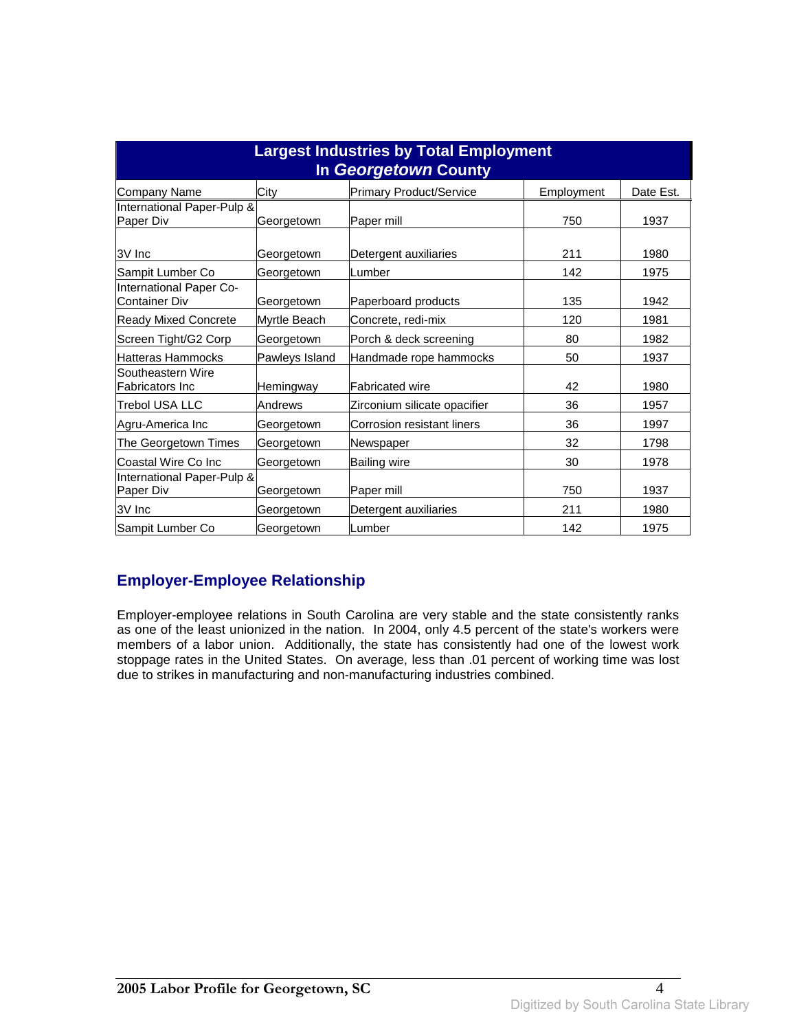| Largest Industries by Total Employment In ***Georgetown*** County | | | | |
|---|---|---|---|---|
| Company Name | City | Primary Product/Service | Employment | Date Est. |
| International Paper-Pulp & Paper Div | Georgetown | Paper mill | 750 | 1937 |
| 3V Inc | Georgetown | Detergent auxiliaries | 211 | 1980 |
| Sampit Lumber Co | Georgetown | Lumber | 142 | 1975 |
| International Paper Co-Container Div | Georgetown | Paperboard products | 135 | 1942 |
| Ready Mixed Concrete | Myrtle Beach | Concrete, redi-mix | 120 | 1981 |
| Screen Tight/G2 Corp | Georgetown | Porch & deck screening | 80 | 1982 |
| Hatteras Hammocks | Pawleys Island | Handmade rope hammocks | 50 | 1937 |
| Southeastern Wire Fabricators Inc | Hemingway | Fabricated wire | 42 | 1980 |
| Trebol USA LLC | Andrews | Zirconium silicate opacifier | 36 | 1957 |
| Agru-America Inc | Georgetown | Corrosion resistant liners | 36 | 1997 |
| The Georgetown Times | Georgetown | Newspaper | 32 | 1798 |
| Coastal Wire Co Inc | Georgetown | Bailing wire | 30 | 1978 |
| International Paper-Pulp & Paper Div | Georgetown | Paper mill | 750 | 1937 |
| 3V Inc | Georgetown | Detergent auxiliaries | 211 | 1980 |
| Sampit Lumber Co | Georgetown | Lumber | 142 | 1975 |

## Employer-Employee Relationship

Employer-employee relations in South Carolina are very stable and the state consistently ranks as one of the least unionized in the nation. In 2004, only 4.5 percent of the state's workers were members of a labor union. Additionally, the state has consistently had one of the lowest work stoppage rates in the United States. On average, less than .01 percent of working time was lost due to strikes in manufacturing and non-manufacturing industries combined.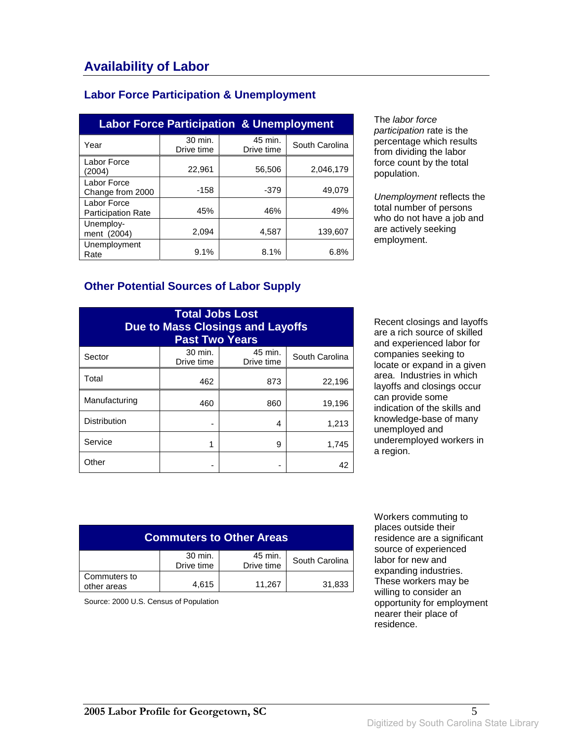## Availability of Labor

### Labor Force Participation & Unemployment

| Labor Force Participation & Unemployment | | | |
|---|---|---|---|
| Year | 30 min. Drive time | 45 min. Drive time | South Carolina |
| Labor Force (2004) | 22,961 | 56,506 | 2,046,179 |
| Labor Force Change from 2000 | -158 | -379 | 49,079 |
| Labor Force Participation Rate | 45% | 46% | 49% |
| Unemploy-ment (2004) | 2,094 | 4,587 | 139,607 |
| Unemployment Rate | 9.1% | 8.1% | 6.8% |

The *labor force participation* rate is the percentage which results from dividing the labor force count by the total population.

*Unemployment* reflects the total number of persons who do not have a job and are actively seeking employment.

### Other Potential Sources of Labor Supply

| Total Jobs Lost Due to Mass Closings and Layoffs Past Two Years | | | |
|---|---|---|---|
| Sector | 30 min. Drive time | 45 min. Drive time | South Carolina |
| Total | 462 | 873 | 22,196 |
| Manufacturing | 460 | 860 | 19,196 |
| Distribution | - | 4 | 1,213 |
| Service | 1 | 9 | 1,745 |
| Other | - | - | 42 |

Recent closings and layoffs are a rich source of skilled and experienced labor for companies seeking to locate or expand in a given area. Industries in which layoffs and closings occur can provide some indication of the skills and knowledge-base of many unemployed and underemployed workers in a region.

| Commuters to Other Areas | | | |
|---|---|---|---|
| | 30 min. Drive time | 45 min. Drive time | South Carolina |
| Commuters to other areas | 4,615 | 11,267 | 31,833 |

Source: 2000 U.S. Census of Population

Workers commuting to places outside their residence are a significant source of experienced labor for new and expanding industries. These workers may be willing to consider an opportunity for employment nearer their place of residence.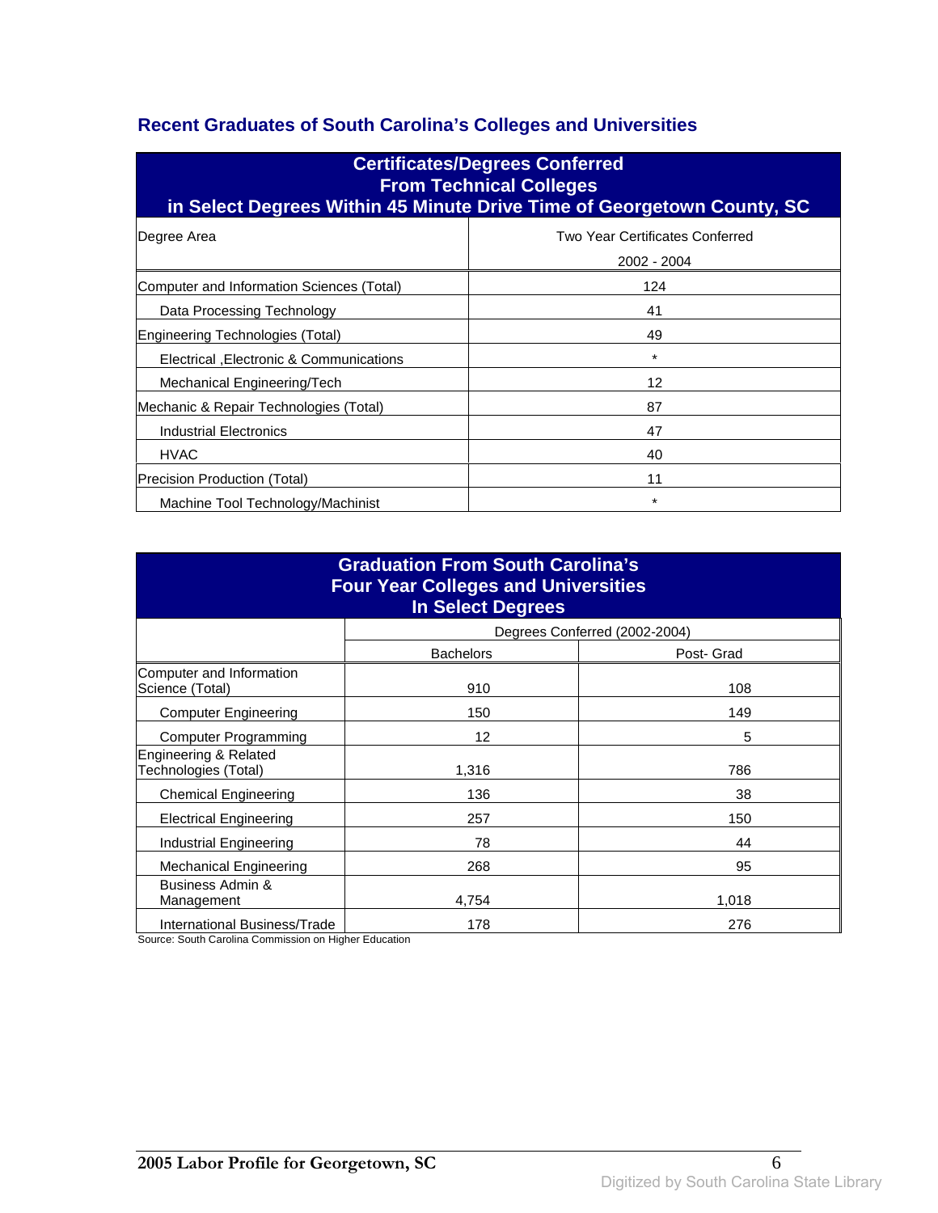## Recent Graduates of South Carolina's Colleges and Universities

| Certificates/Degrees Conferred From Technical Colleges in Select Degrees Within 45 Minute Drive Time of Georgetown County, SC | |
|---|---|
| Degree Area | Two Year Certificates Conferred 2002 - 2004 |
| Computer and Information Sciences (Total) | 124 |
| Data Processing Technology | 41 |
| Engineering Technologies (Total) | 49 |
| Electrical ,Electronic & Communications | * |
| Mechanical Engineering/Tech | 12 |
| Mechanic & Repair Technologies (Total) | 87 |
| Industrial Electronics | 47 |
| HVAC | 40 |
| Precision Production (Total) | 11 |
| Machine Tool Technology/Machinist | * |

| Graduation From South Carolina's Four Year Colleges and Universities In Select Degrees | | |
|---|---|---|
| | Degrees Conferred (2002-2004) | |
| | Bachelors | Post- Grad |
| Computer and Information Science (Total) | 910 | 108 |
| Computer Engineering | 150 | 149 |
| Computer Programming | 12 | 5 |
| Engineering & Related Technologies (Total) | 1,316 | 786 |
| Chemical Engineering | 136 | 38 |
| Electrical Engineering | 257 | 150 |
| Industrial Engineering | 78 | 44 |
| Mechanical Engineering | 268 | 95 |
| Business Admin & Management | 4,754 | 1,018 |
| International Business/Trade | 178 | 276 |

Source: South Carolina Commission on Higher Education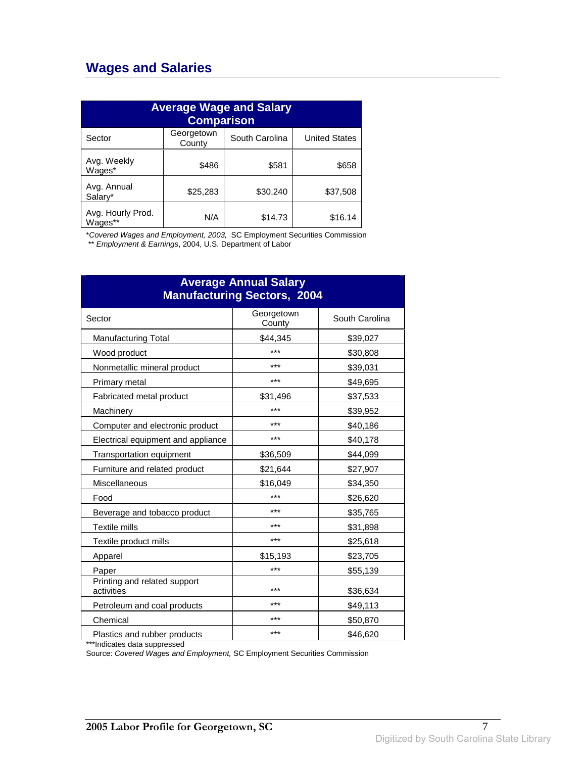## Wages and Salaries

| Average Wage and Salary Comparison | | | |
|---|---|---|---|
| Sector | Georgetown County | South Carolina | United States |
| Avg. Weekly Wages* | $486 | $581 | $658 |
| Avg. Annual Salary* | $25,283 | $30,240 | $37,508 |
| Avg. Hourly Prod. Wages** | N/A | $14.73 | $16.14 |

*\*Covered Wages and Employment, 2003,* SC Employment Securities Commission
*\*\* Employment & Earnings*, 2004, U.S. Department of Labor

| Average Annual Salary Manufacturing Sectors, 2004 | | |
|---|---|---|
| Sector | Georgetown County | South Carolina |
| Manufacturing Total | $44,345 | $39,027 |
| Wood product | *** | $30,808 |
| Nonmetallic mineral product | *** | $39,031 |
| Primary metal | *** | $49,695 |
| Fabricated metal product | $31,496 | $37,533 |
| Machinery | *** | $39,952 |
| Computer and electronic product | *** | $40,186 |
| Electrical equipment and appliance | *** | $40,178 |
| Transportation equipment | $36,509 | $44,099 |
| Furniture and related product | $21,644 | $27,907 |
| Miscellaneous | $16,049 | $34,350 |
| Food | *** | $26,620 |
| Beverage and tobacco product | *** | $35,765 |
| Textile mills | *** | $31,898 |
| Textile product mills | *** | $25,618 |
| Apparel | $15,193 | $23,705 |
| Paper | *** | $55,139 |
| Printing and related support activities | *** | $36,634 |
| Petroleum and coal products | *** | $49,113 |
| Chemical | *** | $50,870 |
| Plastics and rubber products | *** | $46,620 |

***Indicates data suppressed
Source: *Covered Wages and Employment,* SC Employment Securities Commission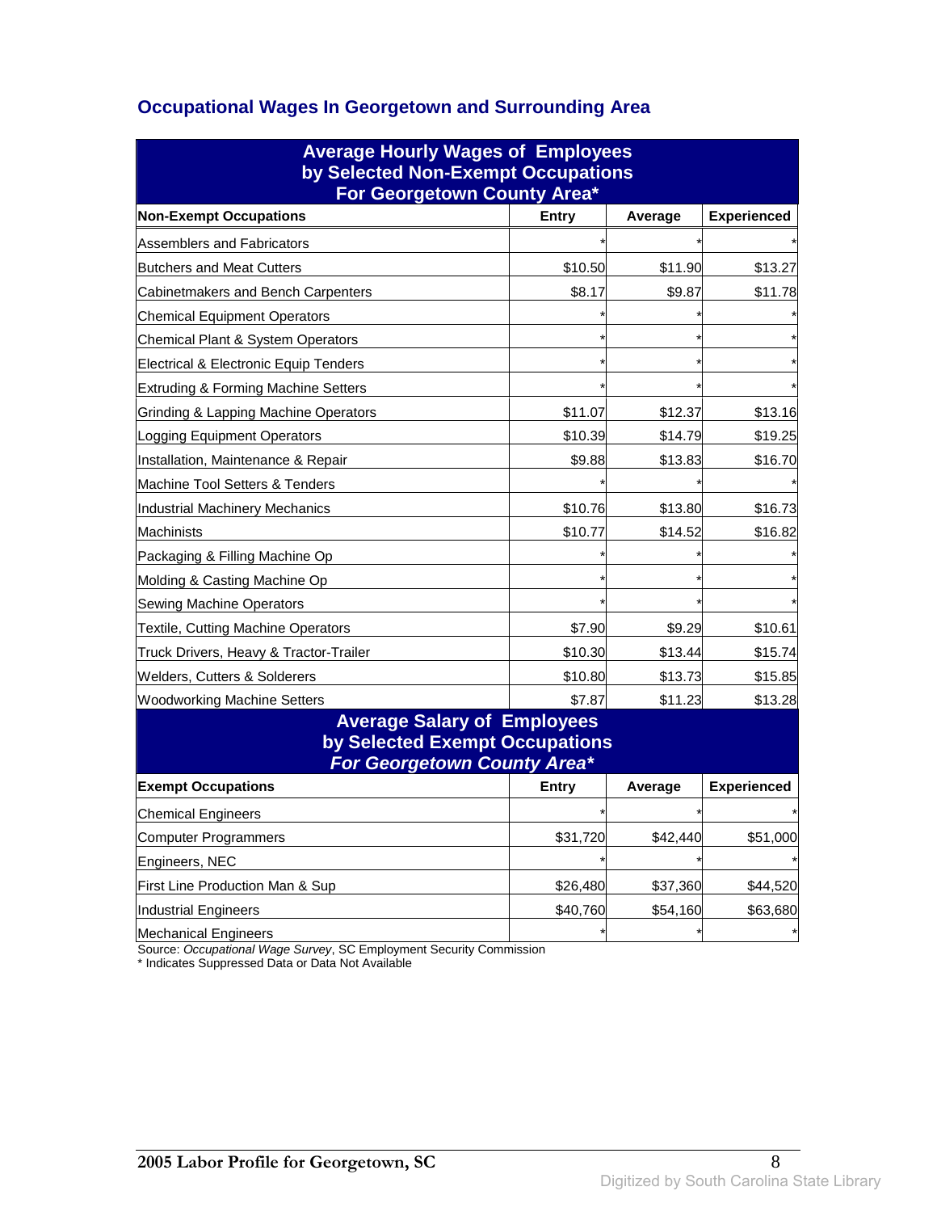## Occupational Wages In Georgetown and Surrounding Area

| Average Hourly Wages of Employees by Selected Non-Exempt Occupations *For Georgetown County Area** | | | |
|---|---|---|---|
| **Non-Exempt Occupations** | **Entry** | **Average** | **Experienced** |
| Assemblers and Fabricators | * | * | * |
| Butchers and Meat Cutters | $10.50 | $11.90 | $13.27 |
| Cabinetmakers and Bench Carpenters | $8.17 | $9.87 | $11.78 |
| Chemical Equipment Operators | * | * | * |
| Chemical Plant & System Operators | * | * | * |
| Electrical & Electronic Equip Tenders | * | * | * |
| Extruding & Forming Machine Setters | * | * | * |
| Grinding & Lapping Machine Operators | $11.07 | $12.37 | $13.16 |
| Logging Equipment Operators | $10.39 | $14.79 | $19.25 |
| Installation, Maintenance & Repair | $9.88 | $13.83 | $16.70 |
| Machine Tool Setters & Tenders | * | * | * |
| Industrial Machinery Mechanics | $10.76 | $13.80 | $16.73 |
| Machinists | $10.77 | $14.52 | $16.82 |
| Packaging & Filling Machine Op | * | * | * |
| Molding & Casting Machine Op | * | * | * |
| Sewing Machine Operators | * | * | * |
| Textile, Cutting Machine Operators | $7.90 | $9.29 | $10.61 |
| Truck Drivers, Heavy & Tractor-Trailer | $10.30 | $13.44 | $15.74 |
| Welders, Cutters & Solderers | $10.80 | $13.73 | $15.85 |
| Woodworking Machine Setters | $7.87 | $11.23 | $13.28 |
| **Average Salary of Employees by Selected Exempt Occupations *For Georgetown County Area*** | | | |
| **Exempt Occupations** | **Entry** | **Average** | **Experienced** |
| Chemical Engineers | * | * | * |
| Computer Programmers | $31,720 | $42,440 | $51,000 |
| Engineers, NEC | * | * | * |
| First Line Production Man & Sup | $26,480 | $37,360 | $44,520 |
| Industrial Engineers | $40,760 | $54,160 | $63,680 |
| Mechanical Engineers | * | * | * |

Source: *Occupational Wage Survey*, SC Employment Security Commission
* Indicates Suppressed Data or Data Not Available